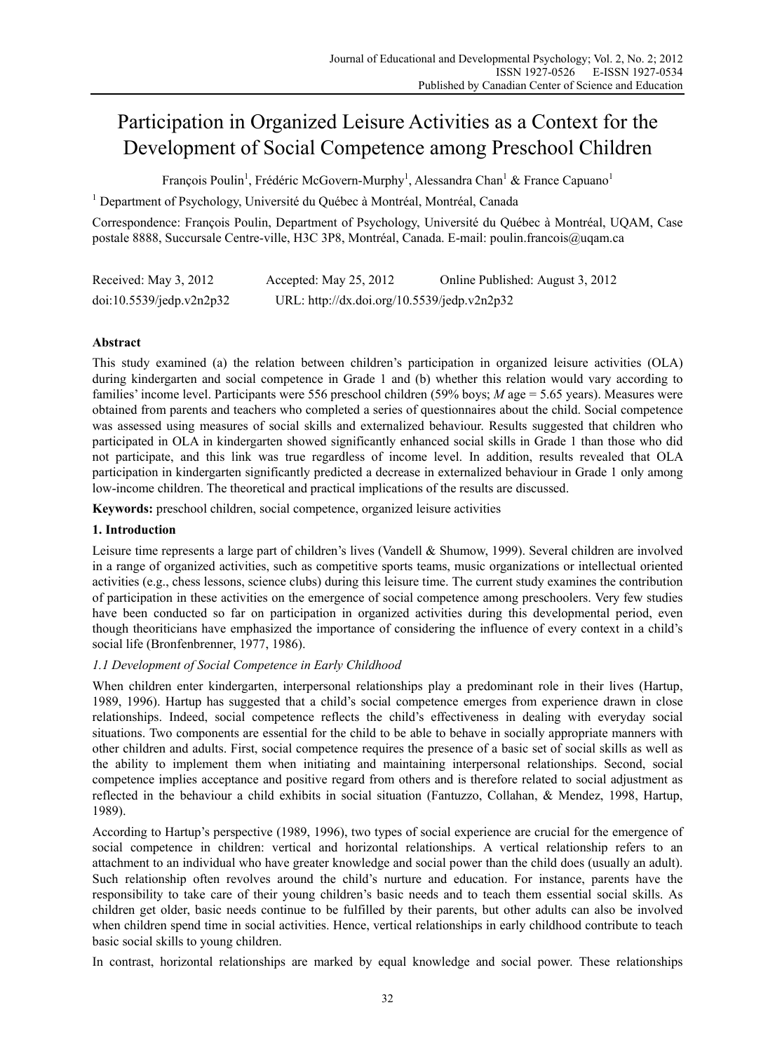# Participation in Organized Leisure Activities as a Context for the Development of Social Competence among Preschool Children

François Poulin[1], Frédéric McGovern-Murphy[1], Alessandra Chan[1] & France Capuano[1]

[1] Department of Psychology, Université du Québec à Montréal, Montréal, Canada

Correspondence: François Poulin, Department of Psychology, Université du Québec à Montréal, UQAM, Case postale 8888, Succursale Centre-ville, H3C 3P8, Montréal, Canada. E-mail: poulin.francois@uqam.ca

Received: May 3, 2012 Accepted: May 25, 2012 Online Published: August 3, 2012

doi:10.5539/jedp.v2n2p32 URL: http://dx.doi.org/10.5539/jedp.v2n2p32

## Abstract

This study examined (a) the relation between children's participation in organized leisure activities (OLA) during kindergarten and social competence in Grade 1 and (b) whether this relation would vary according to families' income level. Participants were 556 preschool children (59% boys; *M* age = 5.65 years). Measures were obtained from parents and teachers who completed a series of questionnaires about the child. Social competence was assessed using measures of social skills and externalized behaviour. Results suggested that children who participated in OLA in kindergarten showed significantly enhanced social skills in Grade 1 than those who did not participate, and this link was true regardless of income level. In addition, results revealed that OLA participation in kindergarten significantly predicted a decrease in externalized behaviour in Grade 1 only among low-income children. The theoretical and practical implications of the results are discussed.

**Keywords:** preschool children, social competence, organized leisure activities

## 1. Introduction

Leisure time represents a large part of children's lives (Vandell & Shumow, 1999). Several children are involved in a range of organized activities, such as competitive sports teams, music organizations or intellectual oriented activities (e.g., chess lessons, science clubs) during this leisure time. The current study examines the contribution of participation in these activities on the emergence of social competence among preschoolers. Very few studies have been conducted so far on participation in organized activities during this developmental period, even though theoriticians have emphasized the importance of considering the influence of every context in a child's social life (Bronfenbrenner, 1977, 1986).

### *1.1 Development of Social Competence in Early Childhood*

When children enter kindergarten, interpersonal relationships play a predominant role in their lives (Hartup, 1989, 1996). Hartup has suggested that a child's social competence emerges from experience drawn in close relationships. Indeed, social competence reflects the child's effectiveness in dealing with everyday social situations. Two components are essential for the child to be able to behave in socially appropriate manners with other children and adults. First, social competence requires the presence of a basic set of social skills as well as the ability to implement them when initiating and maintaining interpersonal relationships. Second, social competence implies acceptance and positive regard from others and is therefore related to social adjustment as reflected in the behaviour a child exhibits in social situation (Fantuzzo, Collahan, & Mendez, 1998, Hartup, 1989).

According to Hartup's perspective (1989, 1996), two types of social experience are crucial for the emergence of social competence in children: vertical and horizontal relationships. A vertical relationship refers to an attachment to an individual who have greater knowledge and social power than the child does (usually an adult). Such relationship often revolves around the child's nurture and education. For instance, parents have the responsibility to take care of their young children's basic needs and to teach them essential social skills. As children get older, basic needs continue to be fulfilled by their parents, but other adults can also be involved when children spend time in social activities. Hence, vertical relationships in early childhood contribute to teach basic social skills to young children.

In contrast, horizontal relationships are marked by equal knowledge and social power. These relationships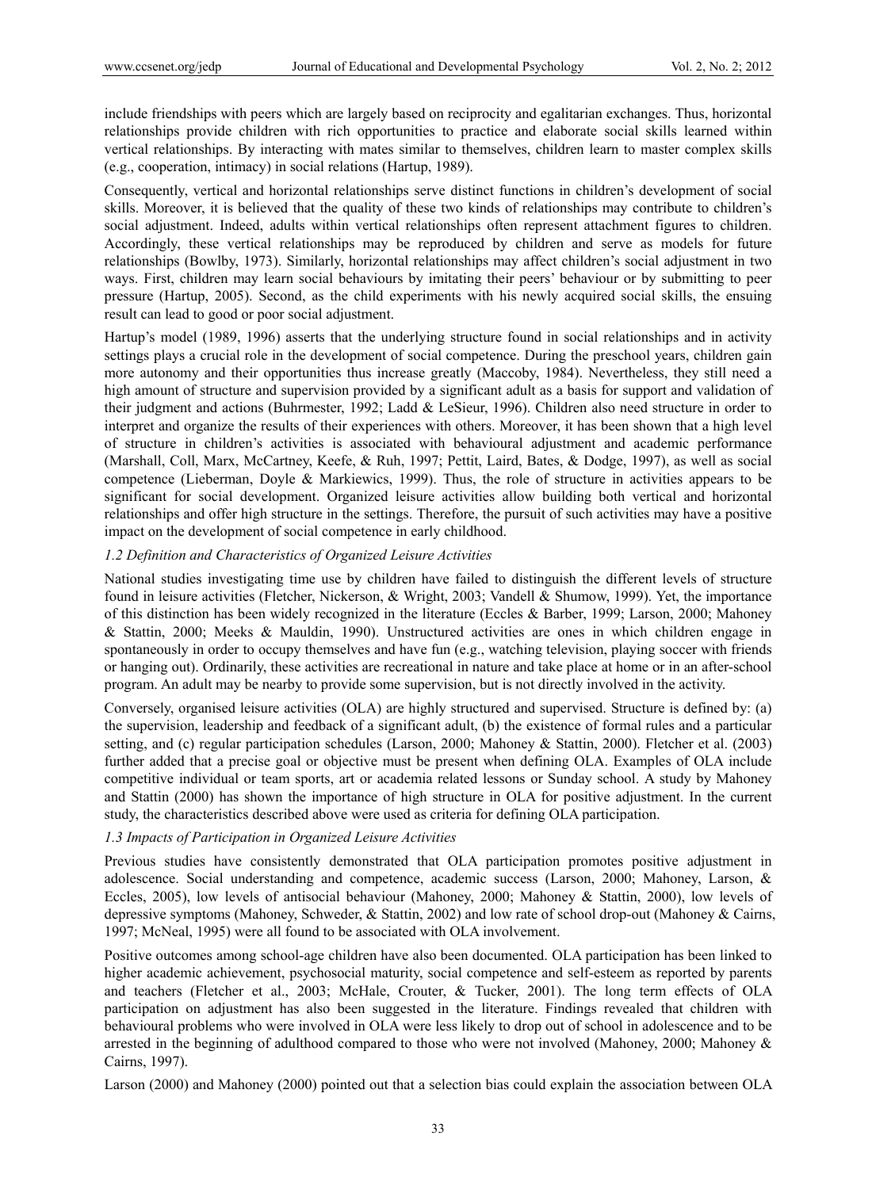include friendships with peers which are largely based on reciprocity and egalitarian exchanges. Thus, horizontal relationships provide children with rich opportunities to practice and elaborate social skills learned within vertical relationships. By interacting with mates similar to themselves, children learn to master complex skills (e.g., cooperation, intimacy) in social relations (Hartup, 1989).

Consequently, vertical and horizontal relationships serve distinct functions in children's development of social skills. Moreover, it is believed that the quality of these two kinds of relationships may contribute to children's social adjustment. Indeed, adults within vertical relationships often represent attachment figures to children. Accordingly, these vertical relationships may be reproduced by children and serve as models for future relationships (Bowlby, 1973). Similarly, horizontal relationships may affect children's social adjustment in two ways. First, children may learn social behaviours by imitating their peers' behaviour or by submitting to peer pressure (Hartup, 2005). Second, as the child experiments with his newly acquired social skills, the ensuing result can lead to good or poor social adjustment.

Hartup's model (1989, 1996) asserts that the underlying structure found in social relationships and in activity settings plays a crucial role in the development of social competence. During the preschool years, children gain more autonomy and their opportunities thus increase greatly (Maccoby, 1984). Nevertheless, they still need a high amount of structure and supervision provided by a significant adult as a basis for support and validation of their judgment and actions (Buhrmester, 1992; Ladd & LeSieur, 1996). Children also need structure in order to interpret and organize the results of their experiences with others. Moreover, it has been shown that a high level of structure in children's activities is associated with behavioural adjustment and academic performance (Marshall, Coll, Marx, McCartney, Keefe, & Ruh, 1997; Pettit, Laird, Bates, & Dodge, 1997), as well as social competence (Lieberman, Doyle & Markiewics, 1999). Thus, the role of structure in activities appears to be significant for social development. Organized leisure activities allow building both vertical and horizontal relationships and offer high structure in the settings. Therefore, the pursuit of such activities may have a positive impact on the development of social competence in early childhood.

### *1.2 Definition and Characteristics of Organized Leisure Activities*

National studies investigating time use by children have failed to distinguish the different levels of structure found in leisure activities (Fletcher, Nickerson, & Wright, 2003; Vandell & Shumow, 1999). Yet, the importance of this distinction has been widely recognized in the literature (Eccles & Barber, 1999; Larson, 2000; Mahoney & Stattin, 2000; Meeks & Mauldin, 1990). Unstructured activities are ones in which children engage in spontaneously in order to occupy themselves and have fun (e.g., watching television, playing soccer with friends or hanging out). Ordinarily, these activities are recreational in nature and take place at home or in an after-school program. An adult may be nearby to provide some supervision, but is not directly involved in the activity.

Conversely, organised leisure activities (OLA) are highly structured and supervised. Structure is defined by: (a) the supervision, leadership and feedback of a significant adult, (b) the existence of formal rules and a particular setting, and (c) regular participation schedules (Larson, 2000; Mahoney & Stattin, 2000). Fletcher et al. (2003) further added that a precise goal or objective must be present when defining OLA. Examples of OLA include competitive individual or team sports, art or academia related lessons or Sunday school. A study by Mahoney and Stattin (2000) has shown the importance of high structure in OLA for positive adjustment. In the current study, the characteristics described above were used as criteria for defining OLA participation.

### *1.3 Impacts of Participation in Organized Leisure Activities*

Previous studies have consistently demonstrated that OLA participation promotes positive adjustment in adolescence. Social understanding and competence, academic success (Larson, 2000; Mahoney, Larson, & Eccles, 2005), low levels of antisocial behaviour (Mahoney, 2000; Mahoney & Stattin, 2000), low levels of depressive symptoms (Mahoney, Schweder, & Stattin, 2002) and low rate of school drop-out (Mahoney & Cairns, 1997; McNeal, 1995) were all found to be associated with OLA involvement.

Positive outcomes among school-age children have also been documented. OLA participation has been linked to higher academic achievement, psychosocial maturity, social competence and self-esteem as reported by parents and teachers (Fletcher et al., 2003; McHale, Crouter, & Tucker, 2001). The long term effects of OLA participation on adjustment has also been suggested in the literature. Findings revealed that children with behavioural problems who were involved in OLA were less likely to drop out of school in adolescence and to be arrested in the beginning of adulthood compared to those who were not involved (Mahoney, 2000; Mahoney & Cairns, 1997).

Larson (2000) and Mahoney (2000) pointed out that a selection bias could explain the association between OLA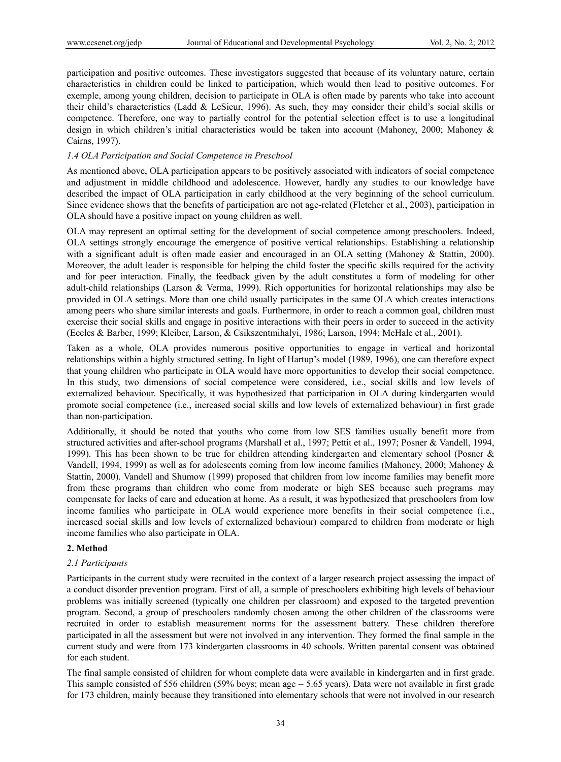participation and positive outcomes. These investigators suggested that because of its voluntary nature, certain characteristics in children could be linked to participation, which would then lead to positive outcomes. For exemple, among young children, decision to participate in OLA is often made by parents who take into account their child's characteristics (Ladd & LeSieur, 1996). As such, they may consider their child's social skills or competence. Therefore, one way to partially control for the potential selection effect is to use a longitudinal design in which children's initial characteristics would be taken into account (Mahoney, 2000; Mahoney & Cairns, 1997).

### *1.4 OLA Participation and Social Competence in Preschool*

As mentioned above, OLA participation appears to be positively associated with indicators of social competence and adjustment in middle childhood and adolescence. However, hardly any studies to our knowledge have described the impact of OLA participation in early childhood at the very beginning of the school curriculum. Since evidence shows that the benefits of participation are not age-related (Fletcher et al., 2003), participation in OLA should have a positive impact on young children as well.

OLA may represent an optimal setting for the development of social competence among preschoolers. Indeed, OLA settings strongly encourage the emergence of positive vertical relationships. Establishing a relationship with a significant adult is often made easier and encouraged in an OLA setting (Mahoney & Stattin, 2000). Moreover, the adult leader is responsible for helping the child foster the specific skills required for the activity and for peer interaction. Finally, the feedback given by the adult constitutes a form of modeling for other adult-child relationships (Larson & Verma, 1999). Rich opportunities for horizontal relationships may also be provided in OLA settings. More than one child usually participates in the same OLA which creates interactions among peers who share similar interests and goals. Furthermore, in order to reach a common goal, children must exercise their social skills and engage in positive interactions with their peers in order to succeed in the activity (Eccles & Barber, 1999; Kleiber, Larson, & Csikszentmihalyi, 1986; Larson, 1994; McHale et al., 2001).

Taken as a whole, OLA provides numerous positive opportunities to engage in vertical and horizontal relationships within a highly structured setting. In light of Hartup's model (1989, 1996), one can therefore expect that young children who participate in OLA would have more opportunities to develop their social competence. In this study, two dimensions of social competence were considered, i.e., social skills and low levels of externalized behaviour. Specifically, it was hypothesized that participation in OLA during kindergarten would promote social competence (i.e., increased social skills and low levels of externalized behaviour) in first grade than non-participation.

Additionally, it should be noted that youths who come from low SES families usually benefit more from structured activities and after-school programs (Marshall et al., 1997; Pettit et al., 1997; Posner & Vandell, 1994, 1999). This has been shown to be true for children attending kindergarten and elementary school (Posner & Vandell, 1994, 1999) as well as for adolescents coming from low income families (Mahoney, 2000; Mahoney & Stattin, 2000). Vandell and Shumow (1999) proposed that children from low income families may benefit more from these programs than children who come from moderate or high SES because such programs may compensate for lacks of care and education at home. As a result, it was hypothesized that preschoolers from low income families who participate in OLA would experience more benefits in their social competence (i.e., increased social skills and low levels of externalized behaviour) compared to children from moderate or high income families who also participate in OLA.

## 2. Method

### *2.1 Participants*

Participants in the current study were recruited in the context of a larger research project assessing the impact of a conduct disorder prevention program. First of all, a sample of preschoolers exhibiting high levels of behaviour problems was initially screened (typically one children per classroom) and exposed to the targeted prevention program. Second, a group of preschoolers randomly chosen among the other children of the classrooms were recruited in order to establish measurement norms for the assessment battery. These children therefore participated in all the assessment but were not involved in any intervention. They formed the final sample in the current study and were from 173 kindergarten classrooms in 40 schools. Written parental consent was obtained for each student.

The final sample consisted of children for whom complete data were available in kindergarten and in first grade. This sample consisted of 556 children (59% boys; mean age = 5.65 years). Data were not available in first grade for 173 children, mainly because they transitioned into elementary schools that were not involved in our research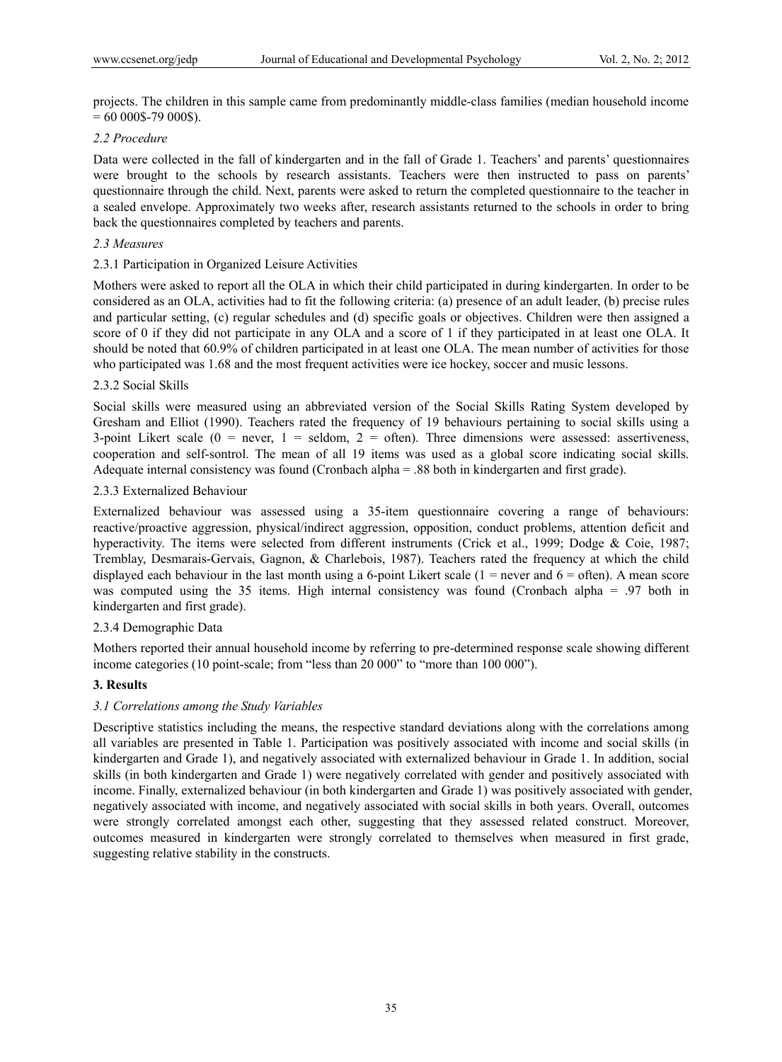projects. The children in this sample came from predominantly middle-class families (median household income = 60 000$-79 000$).

### *2.2 Procedure*

Data were collected in the fall of kindergarten and in the fall of Grade 1. Teachers' and parents' questionnaires were brought to the schools by research assistants. Teachers were then instructed to pass on parents' questionnaire through the child. Next, parents were asked to return the completed questionnaire to the teacher in a sealed envelope. Approximately two weeks after, research assistants returned to the schools in order to bring back the questionnaires completed by teachers and parents.

### *2.3 Measures*

#### 2.3.1 Participation in Organized Leisure Activities

Mothers were asked to report all the OLA in which their child participated in during kindergarten. In order to be considered as an OLA, activities had to fit the following criteria: (a) presence of an adult leader, (b) precise rules and particular setting, (c) regular schedules and (d) specific goals or objectives. Children were then assigned a score of 0 if they did not participate in any OLA and a score of 1 if they participated in at least one OLA. It should be noted that 60.9% of children participated in at least one OLA. The mean number of activities for those who participated was 1.68 and the most frequent activities were ice hockey, soccer and music lessons.

#### 2.3.2 Social Skills

Social skills were measured using an abbreviated version of the Social Skills Rating System developed by Gresham and Elliot (1990). Teachers rated the frequency of 19 behaviours pertaining to social skills using a 3-point Likert scale (0 = never, 1 = seldom, 2 = often). Three dimensions were assessed: assertiveness, cooperation and self-sontrol. The mean of all 19 items was used as a global score indicating social skills. Adequate internal consistency was found (Cronbach alpha = .88 both in kindergarten and first grade).

#### 2.3.3 Externalized Behaviour

Externalized behaviour was assessed using a 35-item questionnaire covering a range of behaviours: reactive/proactive aggression, physical/indirect aggression, opposition, conduct problems, attention deficit and hyperactivity. The items were selected from different instruments (Crick et al., 1999; Dodge & Coie, 1987; Tremblay, Desmarais-Gervais, Gagnon, & Charlebois, 1987). Teachers rated the frequency at which the child displayed each behaviour in the last month using a 6-point Likert scale (1 = never and 6 = often). A mean score was computed using the 35 items. High internal consistency was found (Cronbach alpha = .97 both in kindergarten and first grade).

#### 2.3.4 Demographic Data

Mothers reported their annual household income by referring to pre-determined response scale showing different income categories (10 point-scale; from "less than 20 000" to "more than 100 000").

## 3. Results

### *3.1 Correlations among the Study Variables*

Descriptive statistics including the means, the respective standard deviations along with the correlations among all variables are presented in Table 1. Participation was positively associated with income and social skills (in kindergarten and Grade 1), and negatively associated with externalized behaviour in Grade 1. In addition, social skills (in both kindergarten and Grade 1) were negatively correlated with gender and positively associated with income. Finally, externalized behaviour (in both kindergarten and Grade 1) was positively associated with gender, negatively associated with income, and negatively associated with social skills in both years. Overall, outcomes were strongly correlated amongst each other, suggesting that they assessed related construct. Moreover, outcomes measured in kindergarten were strongly correlated to themselves when measured in first grade, suggesting relative stability in the constructs.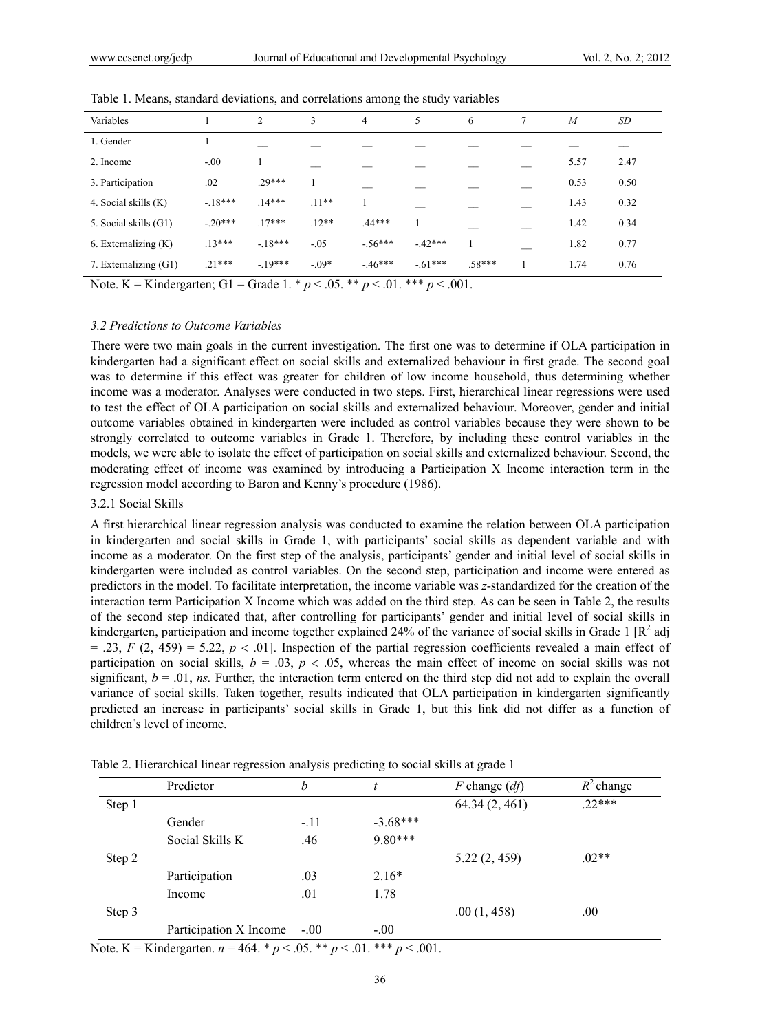Table 1. Means, standard deviations, and correlations among the study variables

| Variables | 1 | 2 | 3 | 4 | 5 | 6 | 7 | *M* | *SD* |
|---|---|---|---|---|---|---|---|---|---|
| 1. Gender | 1 | __ | __ | __ | __ | __ | __ | __ | __ |
| 2. Income | -.00 | 1 | __ | __ | __ | __ | __ | 5.57 | 2.47 |
| 3. Participation | .02 | .29*** | 1 | __ | __ | __ | __ | 0.53 | 0.50 |
| 4. Social skills (K) | -.18*** | .14*** | .11** | 1 | __ | __ | __ | 1.43 | 0.32 |
| 5. Social skills (G1) | -.20*** | .17*** | .12** | .44*** | 1 | __ | __ | 1.42 | 0.34 |
| 6. Externalizing (K) | .13*** | -.18*** | -.05 | -.56*** | -.42*** | 1 | __ | 1.82 | 0.77 |
| 7. Externalizing (G1) | .21*** | -.19*** | -.09* | -.46*** | -.61*** | .58*** | 1 | 1.74 | 0.76 |

Note. K = Kindergarten; G1 = Grade 1. * $p < .05$. ** $p < .01$. *** $p < .001$.

### 3.2 Predictions to Outcome Variables

There were two main goals in the current investigation. The first one was to determine if OLA participation in kindergarten had a significant effect on social skills and externalized behaviour in first grade. The second goal was to determine if this effect was greater for children of low income household, thus determining whether income was a moderator. Analyses were conducted in two steps. First, hierarchical linear regressions were used to test the effect of OLA participation on social skills and externalized behaviour. Moreover, gender and initial outcome variables obtained in kindergarten were included as control variables because they were shown to be strongly correlated to outcome variables in Grade 1. Therefore, by including these control variables in the models, we were able to isolate the effect of participation on social skills and externalized behaviour. Second, the moderating effect of income was examined by introducing a Participation X Income interaction term in the regression model according to Baron and Kenny's procedure (1986).

#### 3.2.1 Social Skills

A first hierarchical linear regression analysis was conducted to examine the relation between OLA participation in kindergarten and social skills in Grade 1, with participants' social skills as dependent variable and with income as a moderator. On the first step of the analysis, participants' gender and initial level of social skills in kindergarten were included as control variables. On the second step, participation and income were entered as predictors in the model. To facilitate interpretation, the income variable was *z*-standardized for the creation of the interaction term Participation X Income which was added on the third step. As can be seen in Table 2, the results of the second step indicated that, after controlling for participants' gender and initial level of social skills in kindergarten, participation and income together explained 24% of the variance of social skills in Grade 1 [$R^2$ adj $= .23$, $F(2, 459) = 5.22$, $p < .01$]. Inspection of the partial regression coefficients revealed a main effect of participation on social skills, $b = .03$, $p < .05$, whereas the main effect of income on social skills was not significant, $b = .01$, *ns*. Further, the interaction term entered on the third step did not add to explain the overall variance of social skills. Taken together, results indicated that OLA participation in kindergarten significantly predicted an increase in participants' social skills in Grade 1, but this link did not differ as a function of children's level of income.

Table 2. Hierarchical linear regression analysis predicting to social skills at grade 1

| | Predictor | *b* | *t* | *F* change (*df*) | $R^2$ change |
|---|---|---|---|---|---|
| Step 1 | | | | 64.34 (2, 461) | .22*** |
| | Gender | -.11 | -3.68*** | | |
| | Social Skills K | .46 | 9.80*** | | |
| Step 2 | | | | 5.22 (2, 459) | .02** |
| | Participation | .03 | 2.16* | | |
| | Income | .01 | 1.78 | | |
| Step 3 | | | | .00 (1, 458) | .00 |
| | Participation X Income | -.00 | -.00 | | |

Note. K = Kindergarten. $n = 464$. * $p < .05$. ** $p < .01$. *** $p < .001$.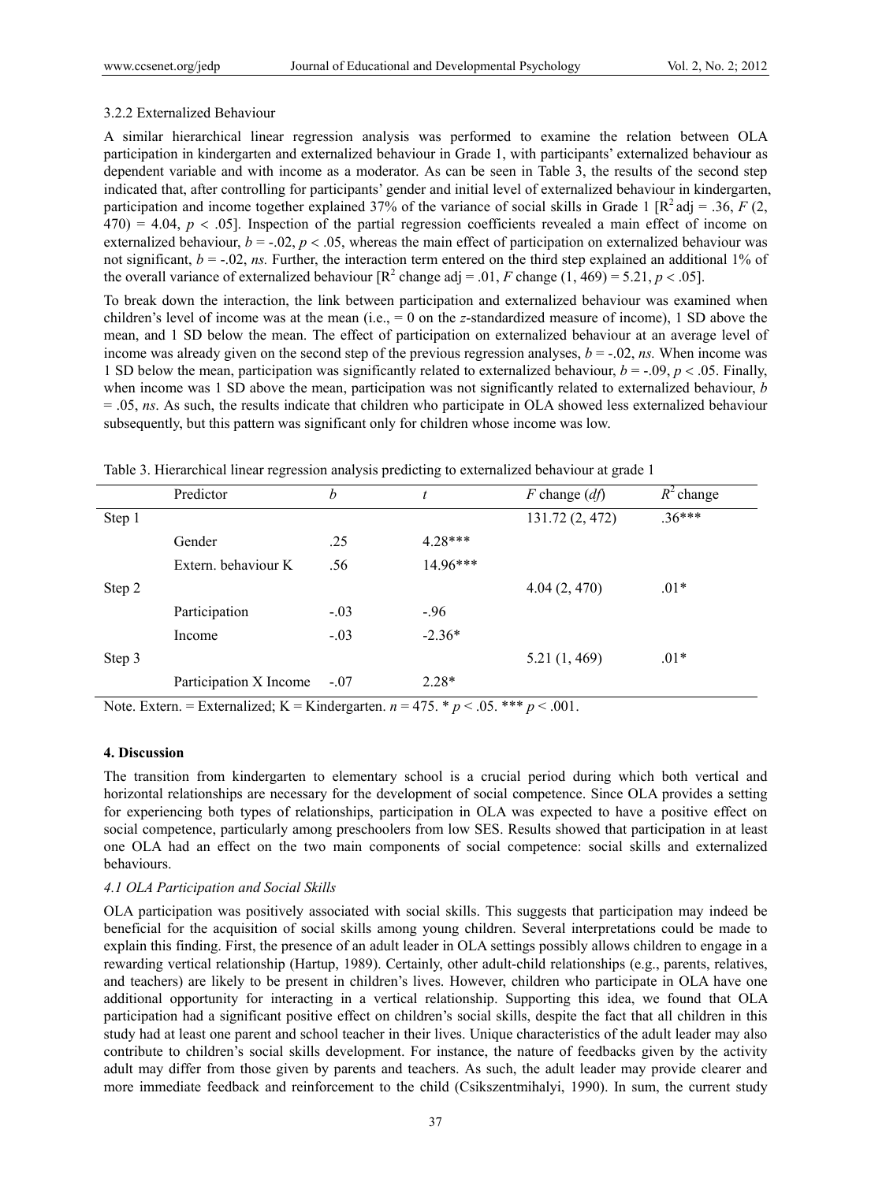#### 3.2.2 Externalized Behaviour

A similar hierarchical linear regression analysis was performed to examine the relation between OLA participation in kindergarten and externalized behaviour in Grade 1, with participants' externalized behaviour as dependent variable and with income as a moderator. As can be seen in Table 3, the results of the second step indicated that, after controlling for participants' gender and initial level of externalized behaviour in kindergarten, participation and income together explained 37% of the variance of social skills in Grade 1 [$R^2$ adj = .36, $F$ (2, 470) = 4.04, $p < .05$]. Inspection of the partial regression coefficients revealed a main effect of income on externalized behaviour, $b = -.02$, $p < .05$, whereas the main effect of participation on externalized behaviour was not significant, $b = -.02$, *ns.* Further, the interaction term entered on the third step explained an additional 1% of the overall variance of externalized behaviour [$R^2$ change adj = .01, $F$ change (1, 469) = 5.21, $p < .05$].

To break down the interaction, the link between participation and externalized behaviour was examined when children's level of income was at the mean (i.e., = 0 on the *z*-standardized measure of income), 1 SD above the mean, and 1 SD below the mean. The effect of participation on externalized behaviour at an average level of income was already given on the second step of the previous regression analyses, $b = -.02$, *ns.* When income was 1 SD below the mean, participation was significantly related to externalized behaviour, $b = -.09$, $p < .05$. Finally, when income was 1 SD above the mean, participation was not significantly related to externalized behaviour, $b = .05$, *ns*. As such, the results indicate that children who participate in OLA showed less externalized behaviour subsequently, but this pattern was significant only for children whose income was low.

Table 3. Hierarchical linear regression analysis predicting to externalized behaviour at grade 1

| | Predictor | *b* | *t* | *F* change (*df*) | $R^2$ change |
|---|---|---|---|---|---|
| Step 1 | | | | 131.72 (2, 472) | .36*** |
| | Gender | .25 | 4.28*** | | |
| | Extern. behaviour K | .56 | 14.96*** | | |
| Step 2 | | | | 4.04 (2, 470) | .01* |
| | Participation | -.03 | -.96 | | |
| | Income | -.03 | -2.36* | | |
| Step 3 | | | | 5.21 (1, 469) | .01* |
| | Participation X Income | -.07 | 2.28* | | |

Note. Extern. = Externalized; K = Kindergarten. $n = 475$. * $p < .05$. *** $p < .001$.

## 4. Discussion

The transition from kindergarten to elementary school is a crucial period during which both vertical and horizontal relationships are necessary for the development of social competence. Since OLA provides a setting for experiencing both types of relationships, participation in OLA was expected to have a positive effect on social competence, particularly among preschoolers from low SES. Results showed that participation in at least one OLA had an effect on the two main components of social competence: social skills and externalized behaviours.

### *4.1 OLA Participation and Social Skills*

OLA participation was positively associated with social skills. This suggests that participation may indeed be beneficial for the acquisition of social skills among young children. Several interpretations could be made to explain this finding. First, the presence of an adult leader in OLA settings possibly allows children to engage in a rewarding vertical relationship (Hartup, 1989). Certainly, other adult-child relationships (e.g., parents, relatives, and teachers) are likely to be present in children's lives. However, children who participate in OLA have one additional opportunity for interacting in a vertical relationship. Supporting this idea, we found that OLA participation had a significant positive effect on children's social skills, despite the fact that all children in this study had at least one parent and school teacher in their lives. Unique characteristics of the adult leader may also contribute to children's social skills development. For instance, the nature of feedbacks given by the activity adult may differ from those given by parents and teachers. As such, the adult leader may provide clearer and more immediate feedback and reinforcement to the child (Csikszentmihalyi, 1990). In sum, the current study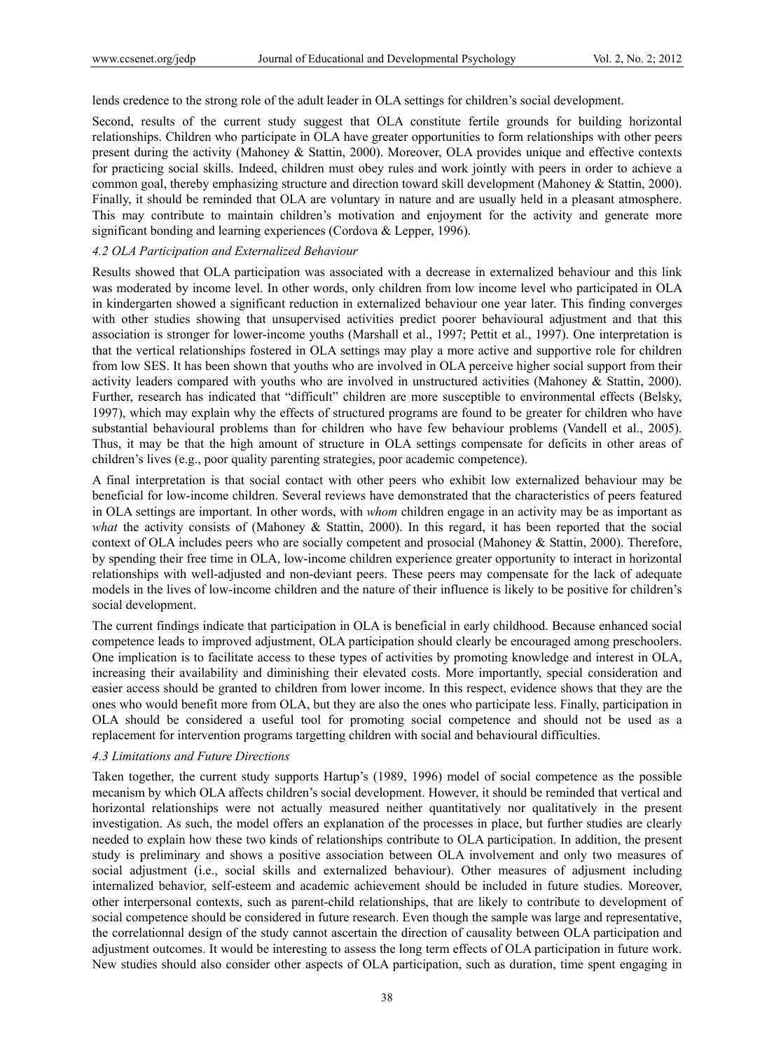lends credence to the strong role of the adult leader in OLA settings for children's social development.

Second, results of the current study suggest that OLA constitute fertile grounds for building horizontal relationships. Children who participate in OLA have greater opportunities to form relationships with other peers present during the activity (Mahoney & Stattin, 2000). Moreover, OLA provides unique and effective contexts for practicing social skills. Indeed, children must obey rules and work jointly with peers in order to achieve a common goal, thereby emphasizing structure and direction toward skill development (Mahoney & Stattin, 2000). Finally, it should be reminded that OLA are voluntary in nature and are usually held in a pleasant atmosphere. This may contribute to maintain children's motivation and enjoyment for the activity and generate more significant bonding and learning experiences (Cordova & Lepper, 1996).

### 4.2 OLA Participation and Externalized Behaviour

Results showed that OLA participation was associated with a decrease in externalized behaviour and this link was moderated by income level. In other words, only children from low income level who participated in OLA in kindergarten showed a significant reduction in externalized behaviour one year later. This finding converges with other studies showing that unsupervised activities predict poorer behavioural adjustment and that this association is stronger for lower-income youths (Marshall et al., 1997; Pettit et al., 1997). One interpretation is that the vertical relationships fostered in OLA settings may play a more active and supportive role for children from low SES. It has been shown that youths who are involved in OLA perceive higher social support from their activity leaders compared with youths who are involved in unstructured activities (Mahoney & Stattin, 2000). Further, research has indicated that "difficult" children are more susceptible to environmental effects (Belsky, 1997), which may explain why the effects of structured programs are found to be greater for children who have substantial behavioural problems than for children who have few behaviour problems (Vandell et al., 2005). Thus, it may be that the high amount of structure in OLA settings compensate for deficits in other areas of children's lives (e.g., poor quality parenting strategies, poor academic competence).

A final interpretation is that social contact with other peers who exhibit low externalized behaviour may be beneficial for low-income children. Several reviews have demonstrated that the characteristics of peers featured in OLA settings are important. In other words, with *whom* children engage in an activity may be as important as *what* the activity consists of (Mahoney & Stattin, 2000). In this regard, it has been reported that the social context of OLA includes peers who are socially competent and prosocial (Mahoney & Stattin, 2000). Therefore, by spending their free time in OLA, low-income children experience greater opportunity to interact in horizontal relationships with well-adjusted and non-deviant peers. These peers may compensate for the lack of adequate models in the lives of low-income children and the nature of their influence is likely to be positive for children's social development.

The current findings indicate that participation in OLA is beneficial in early childhood. Because enhanced social competence leads to improved adjustment, OLA participation should clearly be encouraged among preschoolers. One implication is to facilitate access to these types of activities by promoting knowledge and interest in OLA, increasing their availability and diminishing their elevated costs. More importantly, special consideration and easier access should be granted to children from lower income. In this respect, evidence shows that they are the ones who would benefit more from OLA, but they are also the ones who participate less. Finally, participation in OLA should be considered a useful tool for promoting social competence and should not be used as a replacement for intervention programs targetting children with social and behavioural difficulties.

### 4.3 Limitations and Future Directions

Taken together, the current study supports Hartup's (1989, 1996) model of social competence as the possible mecanism by which OLA affects children's social development. However, it should be reminded that vertical and horizontal relationships were not actually measured neither quantitatively nor qualitatively in the present investigation. As such, the model offers an explanation of the processes in place, but further studies are clearly needed to explain how these two kinds of relationships contribute to OLA participation. In addition, the present study is preliminary and shows a positive association between OLA involvement and only two measures of social adjustment (i.e., social skills and externalized behaviour). Other measures of adjusment including internalized behavior, self-esteem and academic achievement should be included in future studies. Moreover, other interpersonal contexts, such as parent-child relationships, that are likely to contribute to development of social competence should be considered in future research. Even though the sample was large and representative, the correlationnal design of the study cannot ascertain the direction of causality between OLA participation and adjustment outcomes. It would be interesting to assess the long term effects of OLA participation in future work. New studies should also consider other aspects of OLA participation, such as duration, time spent engaging in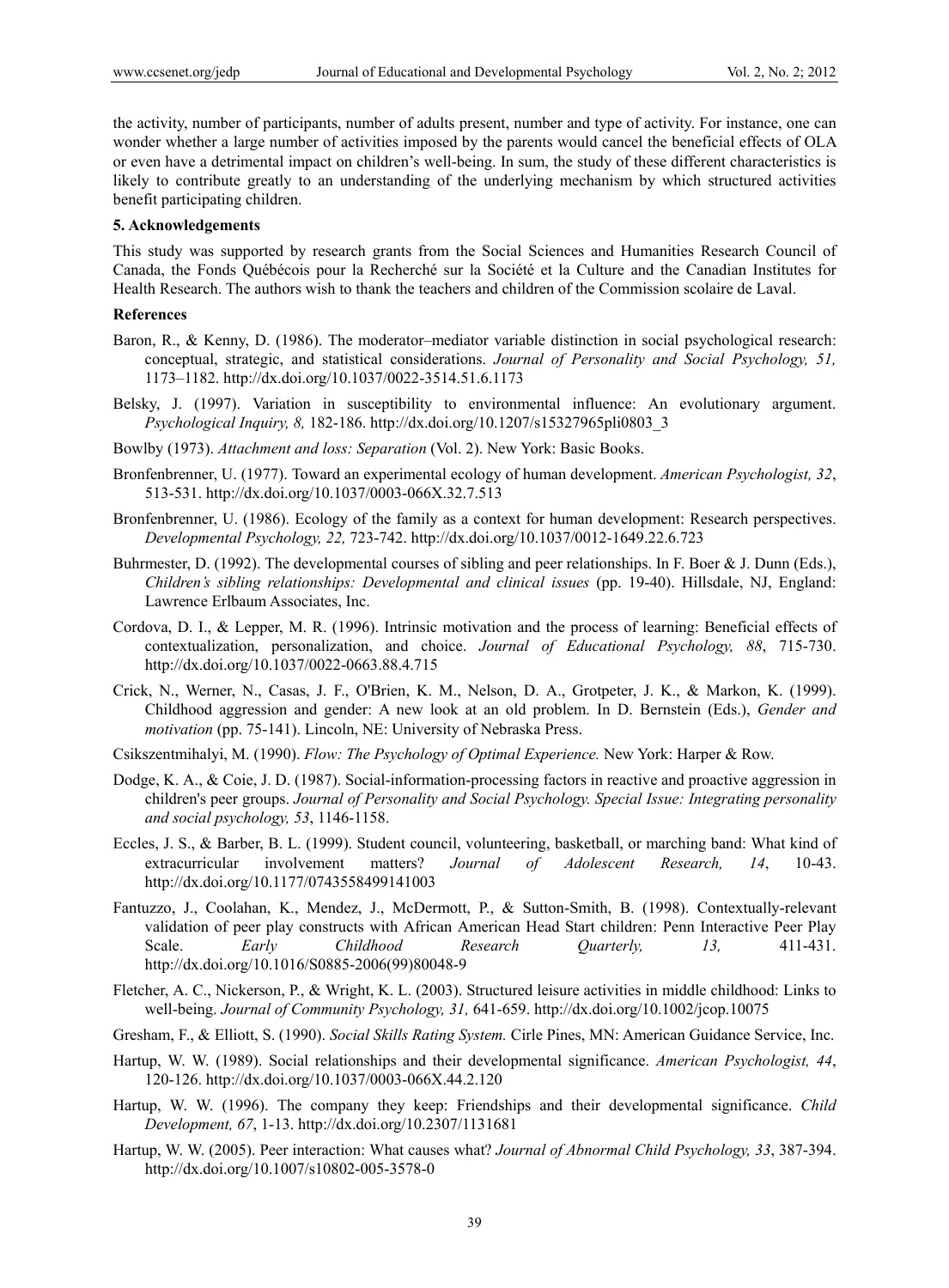the activity, number of participants, number of adults present, number and type of activity. For instance, one can wonder whether a large number of activities imposed by the parents would cancel the beneficial effects of OLA or even have a detrimental impact on children's well-being. In sum, the study of these different characteristics is likely to contribute greatly to an understanding of the underlying mechanism by which structured activities benefit participating children.

## 5. Acknowledgements

This study was supported by research grants from the Social Sciences and Humanities Research Council of Canada, the Fonds Québécois pour la Recherché sur la Société et la Culture and the Canadian Institutes for Health Research. The authors wish to thank the teachers and children of the Commission scolaire de Laval.

## References

Baron, R., & Kenny, D. (1986). The moderator–mediator variable distinction in social psychological research: conceptual, strategic, and statistical considerations. *Journal of Personality and Social Psychology, 51,* 1173–1182. http://dx.doi.org/10.1037/0022-3514.51.6.1173

Belsky, J. (1997). Variation in susceptibility to environmental influence: An evolutionary argument. *Psychological Inquiry, 8,* 182-186. http://dx.doi.org/10.1207/s15327965pli0803_3

Bowlby (1973). *Attachment and loss: Separation* (Vol. 2). New York: Basic Books.

Bronfenbrenner, U. (1977). Toward an experimental ecology of human development. *American Psychologist, 32*, 513-531. http://dx.doi.org/10.1037/0003-066X.32.7.513

Bronfenbrenner, U. (1986). Ecology of the family as a context for human development: Research perspectives. *Developmental Psychology, 22,* 723-742. http://dx.doi.org/10.1037/0012-1649.22.6.723

Buhrmester, D. (1992). The developmental courses of sibling and peer relationships. In F. Boer & J. Dunn (Eds.), *Children's sibling relationships: Developmental and clinical issues* (pp. 19-40). Hillsdale, NJ, England: Lawrence Erlbaum Associates, Inc.

Cordova, D. I., & Lepper, M. R. (1996). Intrinsic motivation and the process of learning: Beneficial effects of contextualization, personalization, and choice. *Journal of Educational Psychology, 88*, 715-730. http://dx.doi.org/10.1037/0022-0663.88.4.715

Crick, N., Werner, N., Casas, J. F., O'Brien, K. M., Nelson, D. A., Grotpeter, J. K., & Markon, K. (1999). Childhood aggression and gender: A new look at an old problem. In D. Bernstein (Eds.), *Gender and motivation* (pp. 75-141). Lincoln, NE: University of Nebraska Press.

Csikszentmihalyi, M. (1990). *Flow: The Psychology of Optimal Experience.* New York: Harper & Row.

Dodge, K. A., & Coie, J. D. (1987). Social-information-processing factors in reactive and proactive aggression in children's peer groups. *Journal of Personality and Social Psychology. Special Issue: Integrating personality and social psychology, 53*, 1146-1158.

Eccles, J. S., & Barber, B. L. (1999). Student council, volunteering, basketball, or marching band: What kind of extracurricular involvement matters? *Journal of Adolescent Research, 14*, 10-43. http://dx.doi.org/10.1177/0743558499141003

Fantuzzo, J., Coolahan, K., Mendez, J., McDermott, P., & Sutton-Smith, B. (1998). Contextually-relevant validation of peer play constructs with African American Head Start children: Penn Interactive Peer Play Scale. *Early Childhood Research Quarterly, 13,* 411-431. http://dx.doi.org/10.1016/S0885-2006(99)80048-9

Fletcher, A. C., Nickerson, P., & Wright, K. L. (2003). Structured leisure activities in middle childhood: Links to well-being. *Journal of Community Psychology, 31,* 641-659. http://dx.doi.org/10.1002/jcop.10075

Gresham, F., & Elliott, S. (1990). *Social Skills Rating System.* Cirle Pines, MN: American Guidance Service, Inc.

Hartup, W. W. (1989). Social relationships and their developmental significance. *American Psychologist, 44*, 120-126. http://dx.doi.org/10.1037/0003-066X.44.2.120

Hartup, W. W. (1996). The company they keep: Friendships and their developmental significance. *Child Development, 67*, 1-13. http://dx.doi.org/10.2307/1131681

Hartup, W. W. (2005). Peer interaction: What causes what? *Journal of Abnormal Child Psychology, 33*, 387-394. http://dx.doi.org/10.1007/s10802-005-3578-0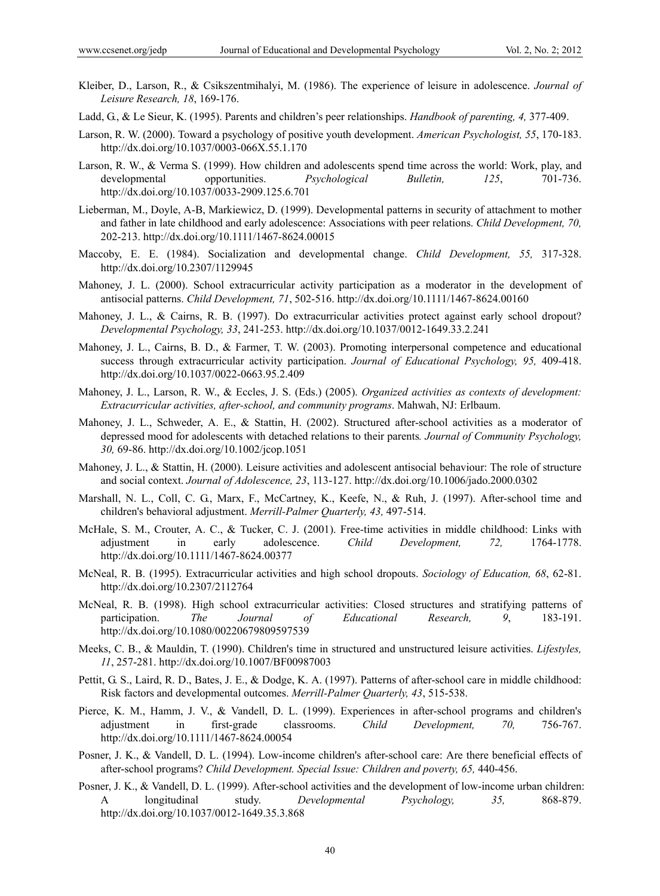Kleiber, D., Larson, R., & Csikszentmihalyi, M. (1986). The experience of leisure in adolescence. *Journal of Leisure Research, 18*, 169-176.

Ladd, G., & Le Sieur, K. (1995). Parents and children's peer relationships. *Handbook of parenting, 4,* 377-409.

Larson, R. W. (2000). Toward a psychology of positive youth development. *American Psychologist, 55*, 170-183. http://dx.doi.org/10.1037/0003-066X.55.1.170

Larson, R. W., & Verma S. (1999). How children and adolescents spend time across the world: Work, play, and developmental opportunities. *Psychological Bulletin, 125*, 701-736. http://dx.doi.org/10.1037/0033-2909.125.6.701

Lieberman, M., Doyle, A-B, Markiewicz, D. (1999). Developmental patterns in security of attachment to mother and father in late childhood and early adolescence: Associations with peer relations. *Child Development, 70,* 202-213. http://dx.doi.org/10.1111/1467-8624.00015

Maccoby, E. E. (1984). Socialization and developmental change. *Child Development, 55,* 317-328. http://dx.doi.org/10.2307/1129945

Mahoney, J. L. (2000). School extracurricular activity participation as a moderator in the development of antisocial patterns. *Child Development, 71*, 502-516. http://dx.doi.org/10.1111/1467-8624.00160

Mahoney, J. L., & Cairns, R. B. (1997). Do extracurricular activities protect against early school dropout? *Developmental Psychology, 33*, 241-253. http://dx.doi.org/10.1037/0012-1649.33.2.241

Mahoney, J. L., Cairns, B. D., & Farmer, T. W. (2003). Promoting interpersonal competence and educational success through extracurricular activity participation. *Journal of Educational Psychology, 95,* 409-418. http://dx.doi.org/10.1037/0022-0663.95.2.409

Mahoney, J. L., Larson, R. W., & Eccles, J. S. (Eds.) (2005). *Organized activities as contexts of development: Extracurricular activities, after-school, and community programs*. Mahwah, NJ: Erlbaum.

Mahoney, J. L., Schweder, A. E., & Stattin, H. (2002). Structured after-school activities as a moderator of depressed mood for adolescents with detached relations to their parents*. Journal of Community Psychology, 30,* 69-86. http://dx.doi.org/10.1002/jcop.1051

Mahoney, J. L., & Stattin, H. (2000). Leisure activities and adolescent antisocial behaviour: The role of structure and social context. *Journal of Adolescence, 23*, 113-127. http://dx.doi.org/10.1006/jado.2000.0302

Marshall, N. L., Coll, C. G., Marx, F., McCartney, K., Keefe, N., & Ruh, J. (1997). After-school time and children's behavioral adjustment. *Merrill-Palmer Quarterly, 43,* 497-514.

McHale, S. M., Crouter, A. C., & Tucker, C. J. (2001). Free-time activities in middle childhood: Links with adjustment in early adolescence. *Child Development, 72,* 1764-1778. http://dx.doi.org/10.1111/1467-8624.00377

McNeal, R. B. (1995). Extracurricular activities and high school dropouts. *Sociology of Education, 68*, 62-81. http://dx.doi.org/10.2307/2112764

McNeal, R. B. (1998). High school extracurricular activities: Closed structures and stratifying patterns of participation. *The Journal of Educational Research, 9*, 183-191. http://dx.doi.org/10.1080/00220679809597539

Meeks, C. B., & Mauldin, T. (1990). Children's time in structured and unstructured leisure activities. *Lifestyles, 11*, 257-281. http://dx.doi.org/10.1007/BF00987003

Pettit, G. S., Laird, R. D., Bates, J. E., & Dodge, K. A. (1997). Patterns of after-school care in middle childhood: Risk factors and developmental outcomes. *Merrill-Palmer Quarterly, 43*, 515-538.

Pierce, K. M., Hamm, J. V., & Vandell, D. L. (1999). Experiences in after-school programs and children's adjustment in first-grade classrooms. *Child Development, 70,* 756-767. http://dx.doi.org/10.1111/1467-8624.00054

Posner, J. K., & Vandell, D. L. (1994). Low-income children's after-school care: Are there beneficial effects of after-school programs? *Child Development. Special Issue: Children and poverty, 65,* 440-456.

Posner, J. K., & Vandell, D. L. (1999). After-school activities and the development of low-income urban children: A longitudinal study. *Developmental Psychology, 35,* 868-879. http://dx.doi.org/10.1037/0012-1649.35.3.868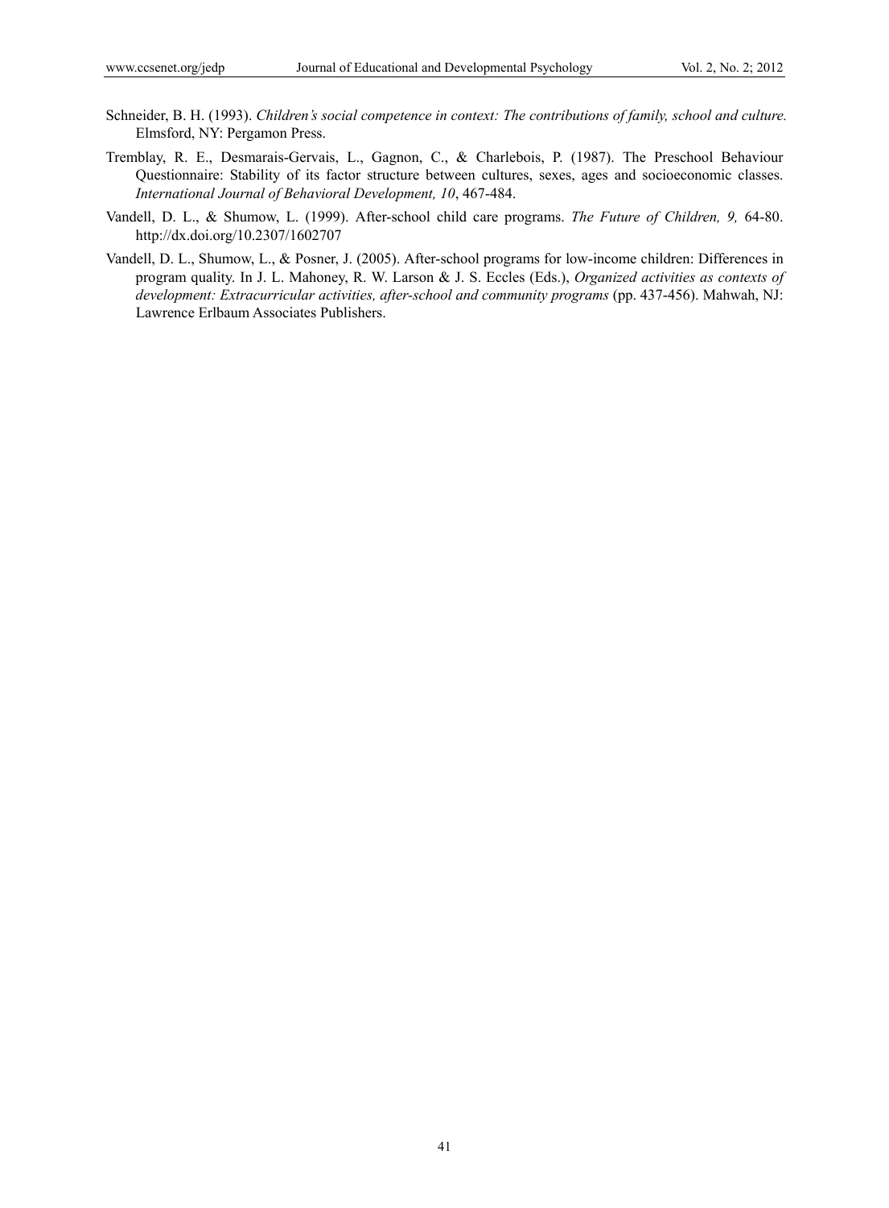Schneider, B. H. (1993). *Children's social competence in context: The contributions of family, school and culture.* Elmsford, NY: Pergamon Press.

Tremblay, R. E., Desmarais-Gervais, L., Gagnon, C., & Charlebois, P. (1987). The Preschool Behaviour Questionnaire: Stability of its factor structure between cultures, sexes, ages and socioeconomic classes. *International Journal of Behavioral Development, 10*, 467-484.

Vandell, D. L., & Shumow, L. (1999). After-school child care programs. *The Future of Children, 9,* 64-80. http://dx.doi.org/10.2307/1602707

Vandell, D. L., Shumow, L., & Posner, J. (2005). After-school programs for low-income children: Differences in program quality. In J. L. Mahoney, R. W. Larson & J. S. Eccles (Eds.), *Organized activities as contexts of development: Extracurricular activities, after-school and community programs* (pp. 437-456). Mahwah, NJ: Lawrence Erlbaum Associates Publishers.